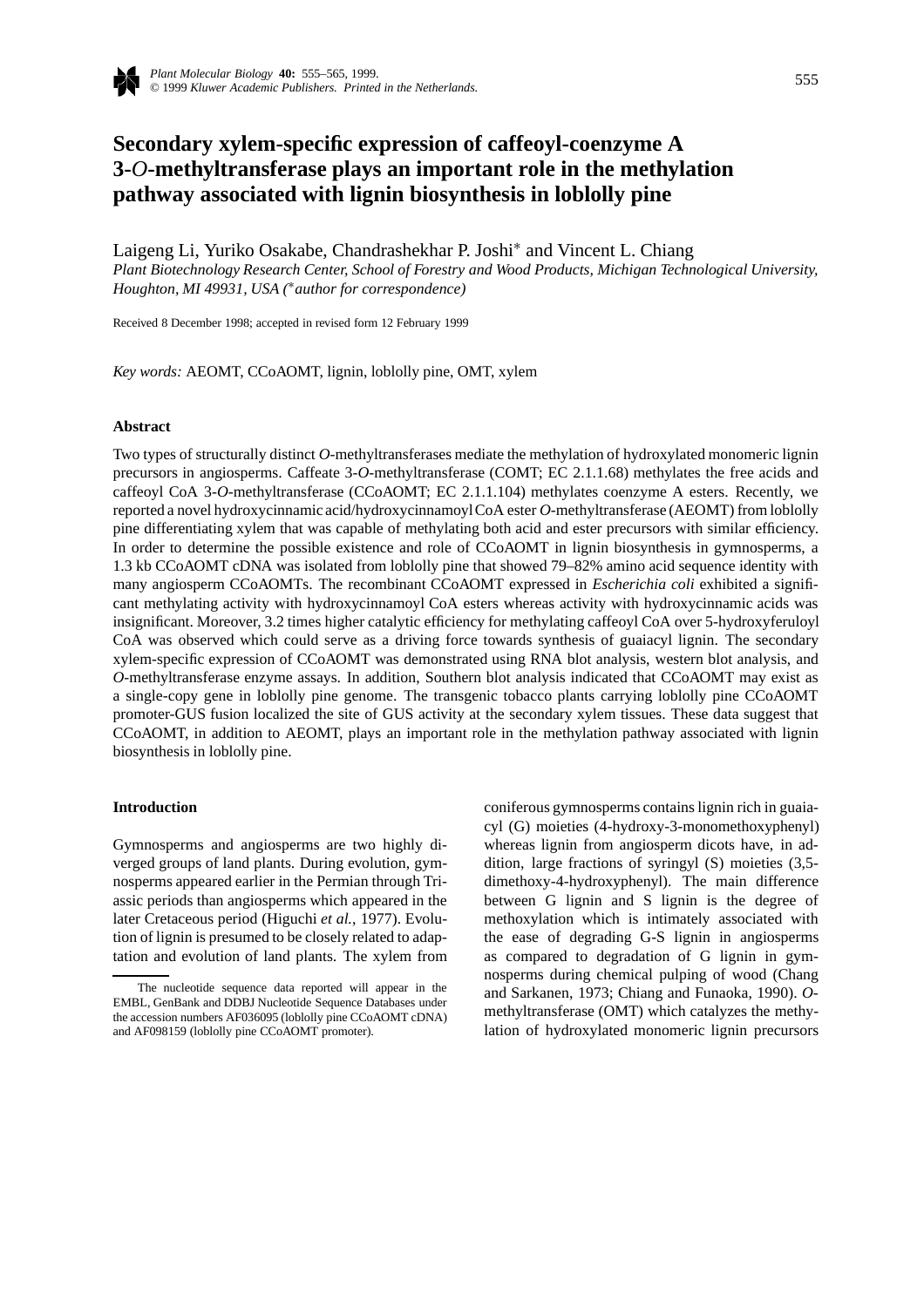# Secondary xylem-specific expression of caffeoyl-coenzyme A 3-*O*-methyltransferase plays an important role in the methylation pathway associated with lignin biosynthesis in loblolly pine

Laigeng Li, Yuriko Osakabe, Chandrashekhar P. Joshi* and Vincent L. Chiang

*Plant Biotechnology Research Center, School of Forestry and Wood Products, Michigan Technological University, Houghton, MI 49931, USA (*author for correspondence)*

Received 8 December 1998; accepted in revised form 12 February 1999

*Key words:* AEOMT, CCoAOMT, lignin, loblolly pine, OMT, xylem

### Abstract

Two types of structurally distinct *O*-methyltransferases mediate the methylation of hydroxylated monomeric lignin precursors in angiosperms. Caffeate 3-*O*-methyltransferase (COMT; EC 2.1.1.68) methylates the free acids and caffeoyl CoA 3-*O*-methyltransferase (CCoAOMT; EC 2.1.1.104) methylates coenzyme A esters. Recently, we reported a novel hydroxycinnamic acid/hydroxycinnamoyl CoA ester *O*-methyltransferase (AEOMT) from loblolly pine differentiating xylem that was capable of methylating both acid and ester precursors with similar efficiency. In order to determine the possible existence and role of CCoAOMT in lignin biosynthesis in gymnosperms, a 1.3 kb CCoAOMT cDNA was isolated from loblolly pine that showed 79–82% amino acid sequence identity with many angiosperm CCoAOMTs. The recombinant CCoAOMT expressed in *Escherichia coli* exhibited a significant methylating activity with hydroxycinnamoyl CoA esters whereas activity with hydroxycinnamic acids was insignificant. Moreover, 3.2 times higher catalytic efficiency for methylating caffeoyl CoA over 5-hydroxyferuloyl CoA was observed which could serve as a driving force towards synthesis of guaiacyl lignin. The secondary xylem-specific expression of CCoAOMT was demonstrated using RNA blot analysis, western blot analysis, and *O*-methyltransferase enzyme assays. In addition, Southern blot analysis indicated that CCoAOMT may exist as a single-copy gene in loblolly pine genome. The transgenic tobacco plants carrying loblolly pine CCoAOMT promoter-GUS fusion localized the site of GUS activity at the secondary xylem tissues. These data suggest that CCoAOMT, in addition to AEOMT, plays an important role in the methylation pathway associated with lignin biosynthesis in loblolly pine.

### Introduction

Gymnosperms and angiosperms are two highly diverged groups of land plants. During evolution, gymnosperms appeared earlier in the Permian through Triassic periods than angiosperms which appeared in the later Cretaceous period (Higuchi *et al.*, 1977). Evolution of lignin is presumed to be closely related to adaptation and evolution of land plants. The xylem from coniferous gymnosperms contains lignin rich in guaiacyl (G) moieties (4-hydroxy-3-monomethoxyphenyl) whereas lignin from angiosperm dicots have, in addition, large fractions of syringyl (S) moieties (3,5-dimethoxy-4-hydroxyphenyl). The main difference between G lignin and S lignin is the degree of methoxylation which is intimately associated with the ease of degrading G-S lignin in angiosperms as compared to degradation of G lignin in gymnosperms during chemical pulping of wood (Chang and Sarkanen, 1973; Chiang and Funaoka, 1990). *O*-methyltransferase (OMT) which catalyzes the methylation of hydroxylated monomeric lignin precursors

The nucleotide sequence data reported will appear in the EMBL, GenBank and DDBJ Nucleotide Sequence Databases under the accession numbers AF036095 (loblolly pine CCoAOMT cDNA) and AF098159 (loblolly pine CCoAOMT promoter).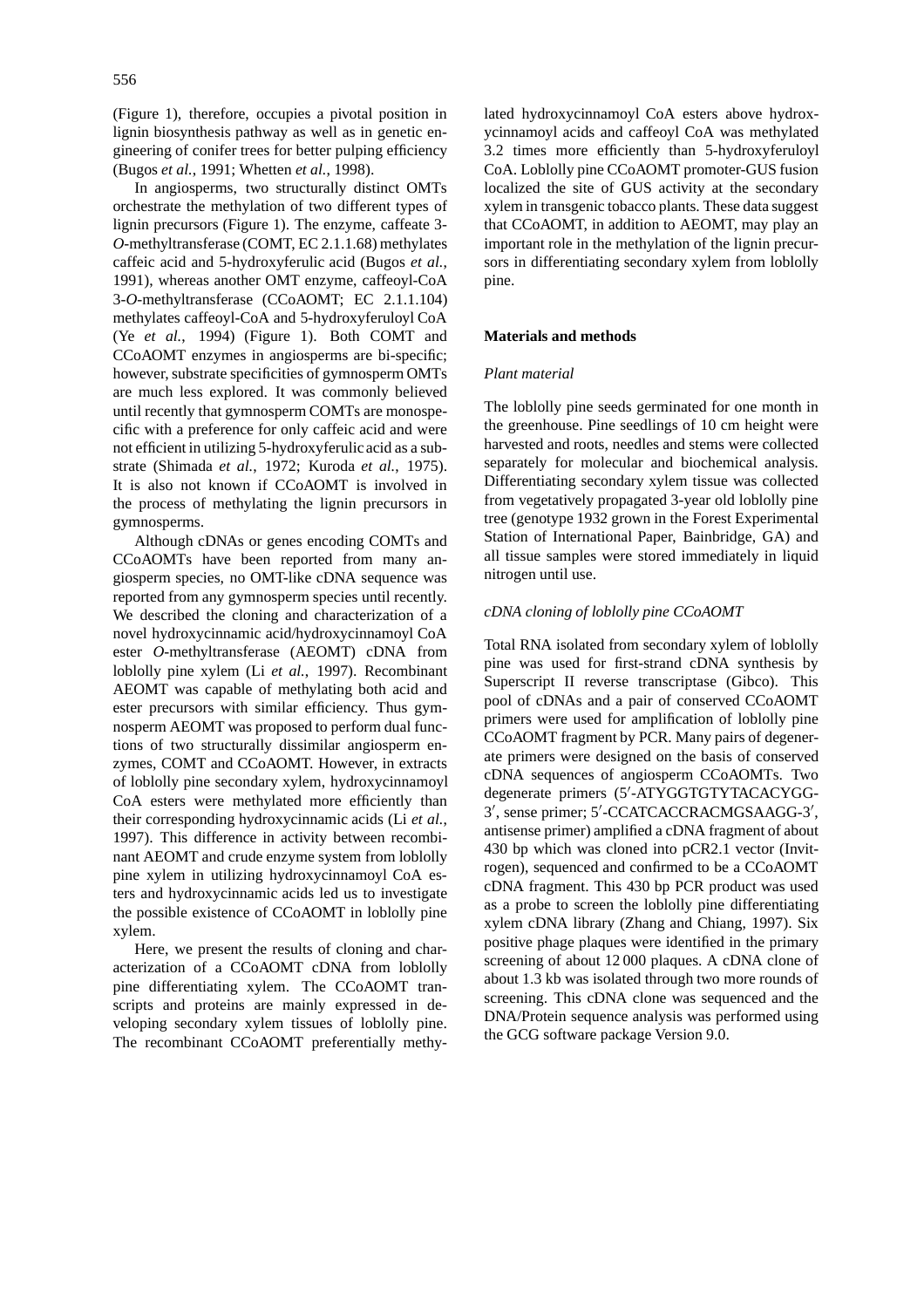(Figure 1), therefore, occupies a pivotal position in lignin biosynthesis pathway as well as in genetic engineering of conifer trees for better pulping efficiency (Bugos *et al.*, 1991; Whetten *et al.*, 1998).

In angiosperms, two structurally distinct OMTs orchestrate the methylation of two different types of lignin precursors (Figure 1). The enzyme, caffeate 3-*O*-methyltransferase (COMT, EC 2.1.1.68) methylates caffeic acid and 5-hydroxyferulic acid (Bugos *et al.*, 1991), whereas another OMT enzyme, caffeoyl-CoA 3-*O*-methyltransferase (CCoAOMT; EC 2.1.1.104) methylates caffeoyl-CoA and 5-hydroxyferuloyl CoA (Ye *et al.*, 1994) (Figure 1). Both COMT and CCoAOMT enzymes in angiosperms are bi-specific; however, substrate specificities of gymnosperm OMTs are much less explored. It was commonly believed until recently that gymnosperm COMTs are monospecific with a preference for only caffeic acid and were not efficient in utilizing 5-hydroxyferulic acid as a substrate (Shimada *et al.*, 1972; Kuroda *et al.*, 1975). It is also not known if CCoAOMT is involved in the process of methylating the lignin precursors in gymnosperms.

Although cDNAs or genes encoding COMTs and CCoAOMTs have been reported from many angiosperm species, no OMT-like cDNA sequence was reported from any gymnosperm species until recently. We described the cloning and characterization of a novel hydroxycinnamic acid/hydroxycinnamoyl CoA ester *O*-methyltransferase (AEOMT) cDNA from loblolly pine xylem (Li *et al.*, 1997). Recombinant AEOMT was capable of methylating both acid and ester precursors with similar efficiency. Thus gymnosperm AEOMT was proposed to perform dual functions of two structurally dissimilar angiosperm enzymes, COMT and CCoAOMT. However, in extracts of loblolly pine secondary xylem, hydroxycinnamoyl CoA esters were methylated more efficiently than their corresponding hydroxycinnamic acids (Li *et al.*, 1997). This difference in activity between recombinant AEOMT and crude enzyme system from loblolly pine xylem in utilizing hydroxycinnamoyl CoA esters and hydroxycinnamic acids led us to investigate the possible existence of CCoAOMT in loblolly pine xylem.

Here, we present the results of cloning and characterization of a CCoAOMT cDNA from loblolly pine differentiating xylem. The CCoAOMT transcripts and proteins are mainly expressed in developing secondary xylem tissues of loblolly pine. The recombinant CCoAOMT preferentially methylated hydroxycinnamoyl CoA esters above hydroxycinnamoyl acids and caffeoyl CoA was methylated 3.2 times more efficiently than 5-hydroxyferuloyl CoA. Loblolly pine CCoAOMT promoter-GUS fusion localized the site of GUS activity at the secondary xylem in transgenic tobacco plants. These data suggest that CCoAOMT, in addition to AEOMT, may play an important role in the methylation of the lignin precursors in differentiating secondary xylem from loblolly pine.

## Materials and methods

### *Plant material*

The loblolly pine seeds germinated for one month in the greenhouse. Pine seedlings of 10 cm height were harvested and roots, needles and stems were collected separately for molecular and biochemical analysis. Differentiating secondary xylem tissue was collected from vegetatively propagated 3-year old loblolly pine tree (genotype 1932 grown in the Forest Experimental Station of International Paper, Bainbridge, GA) and all tissue samples were stored immediately in liquid nitrogen until use.

### *cDNA cloning of loblolly pine CCoAOMT*

Total RNA isolated from secondary xylem of loblolly pine was used for first-strand cDNA synthesis by Superscript II reverse transcriptase (Gibco). This pool of cDNAs and a pair of conserved CCoAOMT primers were used for amplification of loblolly pine CCoAOMT fragment by PCR. Many pairs of degenerate primers were designed on the basis of conserved cDNA sequences of angiosperm CCoAOMTs. Two degenerate primers (5′-ATYGGTGTYTACACYGG-3′, sense primer; 5′-CCATCACCRACMGSAAGG-3′, antisense primer) amplified a cDNA fragment of about 430 bp which was cloned into pCR2.1 vector (Invitrogen), sequenced and confirmed to be a CCoAOMT cDNA fragment. This 430 bp PCR product was used as a probe to screen the loblolly pine differentiating xylem cDNA library (Zhang and Chiang, 1997). Six positive phage plaques were identified in the primary screening of about 12 000 plaques. A cDNA clone of about 1.3 kb was isolated through two more rounds of screening. This cDNA clone was sequenced and the DNA/Protein sequence analysis was performed using the GCG software package Version 9.0.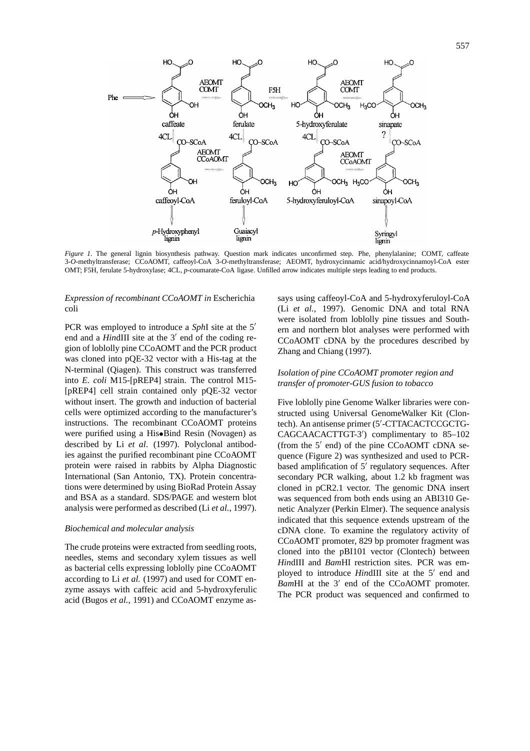*Figure 1.* The general lignin biosynthesis pathway. Question mark indicates unconfirmed step. Phe, phenylalanine; COMT, caffeate 3-*O*-methyltransferase; CCoAOMT, caffeoyl-CoA 3-*O*-methyltransferase; AEOMT, hydroxycinnamic acid/hydroxycinnamoyl-CoA ester OMT; F5H, ferulate 5-hydroxylase; 4CL, *p*-coumarate-CoA ligase. Unfilled arrow indicates multiple steps leading to end products.

### *Expression of recombinant CCoAOMT in* Escherichia coli

PCR was employed to introduce a *Sph*I site at the 5′ end and a *Hin*dIII site at the 3′ end of the coding region of loblolly pine CCoAOMT and the PCR product was cloned into pQE-32 vector with a His-tag at the N-terminal (Qiagen). This construct was transferred into *E. coli* M15-[pREP4] strain. The control M15-[pREP4] cell strain contained only pQE-32 vector without insert. The growth and induction of bacterial cells were optimized according to the manufacturer's instructions. The recombinant CCoAOMT proteins were purified using a His•Bind Resin (Novagen) as described by Li *et al.* (1997). Polyclonal antibodies against the purified recombinant pine CCoAOMT protein were raised in rabbits by Alpha Diagnostic International (San Antonio, TX). Protein concentrations were determined by using BioRad Protein Assay and BSA as a standard. SDS/PAGE and western blot analysis were performed as described (Li *et al.*, 1997).

### *Biochemical and molecular analysis*

The crude proteins were extracted from seedling roots, needles, stems and secondary xylem tissues as well as bacterial cells expressing loblolly pine CCoAOMT according to Li *et al.* (1997) and used for COMT enzyme assays with caffeic acid and 5-hydroxyferulic acid (Bugos *et al.*, 1991) and CCoAOMT enzyme assays using caffeoyl-CoA and 5-hydroxyferuloyl-CoA (Li *et al.*, 1997). Genomic DNA and total RNA were isolated from loblolly pine tissues and Southern and northern blot analyses were performed with CCoAOMT cDNA by the procedures described by Zhang and Chiang (1997).

### *Isolation of pine CCoAOMT promoter region and transfer of promoter-GUS fusion to tobacco*

Five loblolly pine Genome Walker libraries were constructed using Universal GenomeWalker Kit (Clontech). An antisense primer (5′-CTTACACTCCGCTG-CAGCAACACTTGT-3′) complimentary to 85–102 (from the 5′ end) of the pine CCoAOMT cDNA sequence (Figure 2) was synthesized and used to PCR-based amplification of 5′ regulatory sequences. After secondary PCR walking, about 1.2 kb fragment was cloned in pCR2.1 vector. The genomic DNA insert was sequenced from both ends using an ABI310 Genetic Analyzer (Perkin Elmer). The sequence analysis indicated that this sequence extends upstream of the cDNA clone. To examine the regulatory activity of CCoAOMT promoter, 829 bp promoter fragment was cloned into the pBI101 vector (Clontech) between *Hin*dIII and *Bam*HI restriction sites. PCR was employed to introduce *Hin*dIII site at the 5′ end and *Bam*HI at the 3′ end of the CCoAOMT promoter. The PCR product was sequenced and confirmed to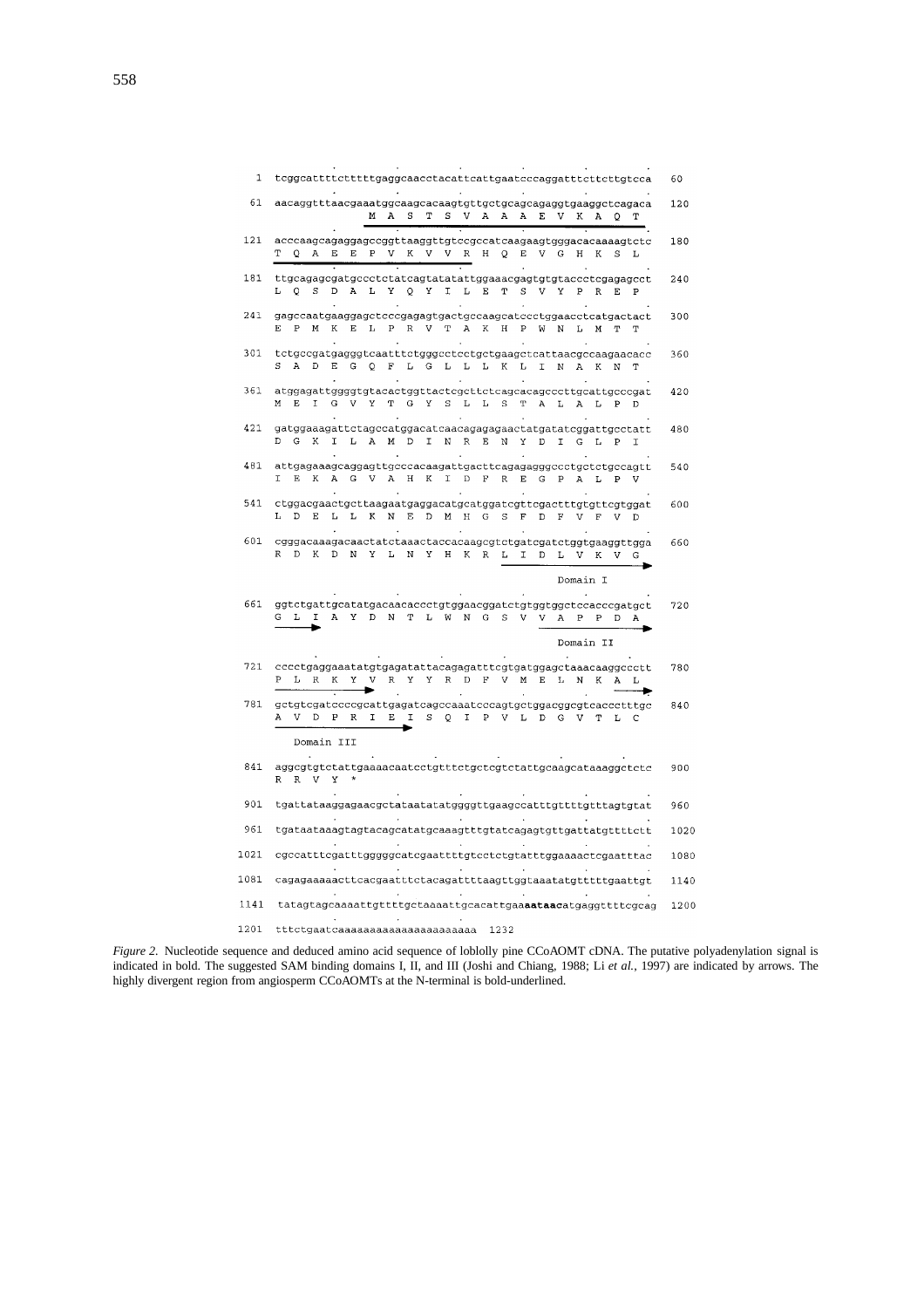```
   1  tcggcattttctttttgaggcaacctacattcattgaatcccaggatttcttcttgtcca   60

  61  aacaggtttaacgaaatggcaagcacaagtgttgctgcagcagaggtgaaggctcagaca  120
                       M  A  S  T  S  V  A  A  A  E  V  K  A  Q  T

 121  acccaagcagaggagccggttaaggttgtccgccatcaagaagtgggacacaaaagtctc  180
      T  Q  A  E  E  P  V  K  V  V  R  H  Q  E  V  G  H  K  S  L

 181  ttgcagagcgatgccctctatcagtatatattggaaacgagtgtgtaccctcgagagcct  240
      L  Q  S  D  A  L  Y  Q  Y  I  L  E  T  S  V  Y  P  R  E  P

 241  gagccaatgaaggagctcccgagagtgactgccaagcatccctggaacctcatgactact  300
      E  P  M  K  E  L  P  R  V  T  A  K  H  P  W  N  L  M  T  T

 301  tctgccgatgagggtcaatttctgggcctcctgctgaagctcattaacgccaagaacacc  360
      S  A  D  E  G  Q  F  L  G  L  L  L  K  L  I  N  A  K  N  T

 361  atggagattggggtgtacactggttactcgcttctcagcacagcccttgcattgcccgat  420
      M  E  I  G  V  Y  T  G  Y  S  L  L  S  T  A  L  A  L  P  D

 421  gatggaaagattctagccatggacatcaacagagagaactatgatatcggattgcctatt  480
      D  G  K  I  L  A  M  D  I  N  R  E  N  Y  D  I  G  L  P  I

 481  attgagaaagcaggagttgcccacaagattgacttcagagagggccctgctctgccagtt  540
      I  E  K  A  G  V  A  H  K  I  D  F  R  E  G  P  A  L  P  V

 541  ctggacgaactgcttaagaatgaggacatgcatggatcgttcgactttgtgttcgtggat  600
      L  D  E  L  L  K  N  E  D  M  H  G  S  F  D  F  V  F  V  D

 601  cgggacaaagacaactatctaaactaccacaagcgtctgatcgatctggtgaaggttgga  660
      R  D  K  D  N  Y  L  N  Y  H  K  R  L  I  D  L  V  K  V  G
                                          ------------------------>
                                                  Domain I

 661  ggtctgattgcatatgacaacaccctgtggaacggatctgtggtggctccacccgatgct  720
      G  L  I  A  Y  D  N  T  L  W  N  G  S  V  V  A  P  P  D  A
      ---->                                  ------------------------>
                                                  Domain II

 721  cccctgaggaaatatgtgagatattacagagatttcgtgatggagctaaacaaggccctt  780
      P  L  R  K  Y  V  R  Y  Y  R  D  F  V  M  E  L  N  K  A  L
      ------------->                                          ----->

 781  gctgtcgatccccgcattgagatcagccaaatcccagtgctggacggcgtcaccctttgc  840
      A  V  D  P  R  I  E  I  S  Q  I  P  V  L  D  G  V  T  L  C
      ------------------->
          Domain III

 841  aggcgtgtctattgaaaacaatcctgtttctgctcgtctattgcaagcataaaggctctc  900
      R  R  V  Y  *

 901  tgattataaggagaacgctataatatatggggttgaagccatttgttttgtttagtgtat  960

 961  tgataataaagtagtacagcatatgcaaagtttgtatcagagtgttgattatgttttctt 1020

1021  cgccatttcgatttgggggcatcgaattttgtcctctgtatttggaaaactcgaatttac 1080

1081  cagagaaaaacttcacgaatttctacagattttaagttggtaaatatgtttttgaattgt 1140

1141  tatagtagcaaaattgttttgctaaaattgcacattgaaaataacatgaggttttcgcag 1200

1201  tttctgaatcaaaaaaaaaaaaaaaaaaaaaa  1232
```

*Figure 2.* Nucleotide sequence and deduced amino acid sequence of loblolly pine CCoAOMT cDNA. The putative polyadenylation signal is indicated in bold. The suggested SAM binding domains I, II, and III (Joshi and Chiang, 1988; Li *et al.*, 1997) are indicated by arrows. The highly divergent region from angiosperm CCoAOMTs at the N-terminal is bold-underlined.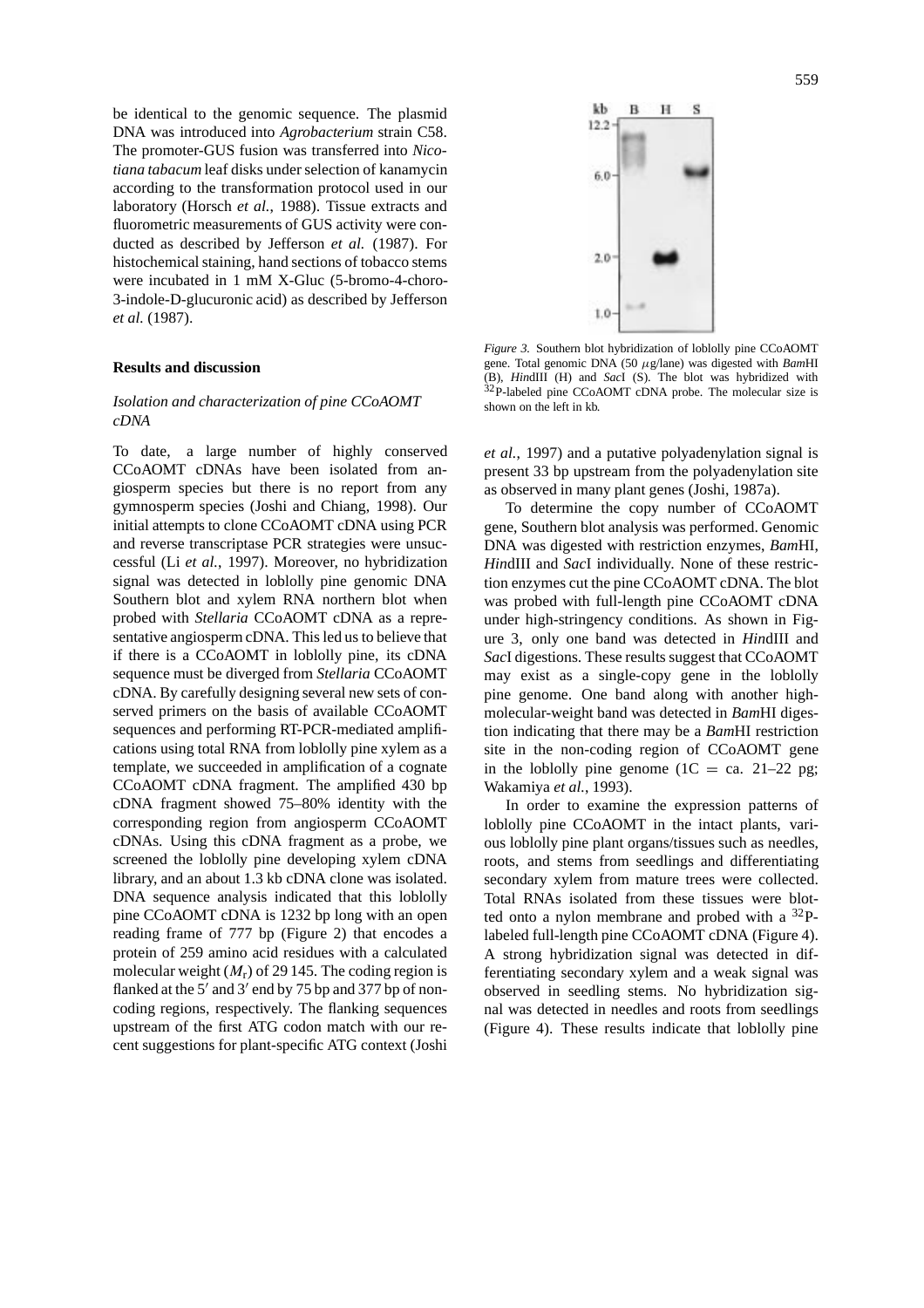be identical to the genomic sequence. The plasmid DNA was introduced into *Agrobacterium* strain C58. The promoter-GUS fusion was transferred into *Nicotiana tabacum* leaf disks under selection of kanamycin according to the transformation protocol used in our laboratory (Horsch *et al.*, 1988). Tissue extracts and fluorometric measurements of GUS activity were conducted as described by Jefferson *et al.* (1987). For histochemical staining, hand sections of tobacco stems were incubated in 1 mM X-Gluc (5-bromo-4-choro-3-indole-D-glucuronic acid) as described by Jefferson *et al.* (1987).

## Results and discussion

### *Isolation and characterization of pine CCoAOMT cDNA*

To date, a large number of highly conserved CCoAOMT cDNAs have been isolated from angiosperm species but there is no report from any gymnosperm species (Joshi and Chiang, 1998). Our initial attempts to clone CCoAOMT cDNA using PCR and reverse transcriptase PCR strategies were unsuccessful (Li *et al.*, 1997). Moreover, no hybridization signal was detected in loblolly pine genomic DNA Southern blot and xylem RNA northern blot when probed with *Stellaria* CCoAOMT cDNA as a representative angiosperm cDNA. This led us to believe that if there is a CCoAOMT in loblolly pine, its cDNA sequence must be diverged from *Stellaria* CCoAOMT cDNA. By carefully designing several new sets of conserved primers on the basis of available CCoAOMT sequences and performing RT-PCR-mediated amplifications using total RNA from loblolly pine xylem as a template, we succeeded in amplification of a cognate CCoAOMT cDNA fragment. The amplified 430 bp cDNA fragment showed 75–80% identity with the corresponding region from angiosperm CCoAOMT cDNAs. Using this cDNA fragment as a probe, we screened the loblolly pine developing xylem cDNA library, and an about 1.3 kb cDNA clone was isolated. DNA sequence analysis indicated that this loblolly pine CCoAOMT cDNA is 1232 bp long with an open reading frame of 777 bp (Figure 2) that encodes a protein of 259 amino acid residues with a calculated molecular weight ($M_r$) of 29 145. The coding region is flanked at the 5′ and 3′ end by 75 bp and 377 bp of non-coding regions, respectively. The flanking sequences upstream of the first ATG codon match with our recent suggestions for plant-specific ATG context (Joshi *et al.*, 1997) and a putative polyadenylation signal is present 33 bp upstream from the polyadenylation site as observed in many plant genes (Joshi, 1987a).

*Figure 3.* Southern blot hybridization of loblolly pine CCoAOMT gene. Total genomic DNA (50 μg/lane) was digested with *Bam*HI (B), *Hin*dIII (H) and *Sac*I (S). The blot was hybridized with $^{32}$P-labeled pine CCoAOMT cDNA probe. The molecular size is shown on the left in kb.

To determine the copy number of CCoAOMT gene, Southern blot analysis was performed. Genomic DNA was digested with restriction enzymes, *Bam*HI, *Hin*dIII and *Sac*I individually. None of these restriction enzymes cut the pine CCoAOMT cDNA. The blot was probed with full-length pine CCoAOMT cDNA under high-stringency conditions. As shown in Figure 3, only one band was detected in *Hin*dIII and *Sac*I digestions. These results suggest that CCoAOMT may exist as a single-copy gene in the loblolly pine genome. One band along with another high-molecular-weight band was detected in *Bam*HI digestion indicating that there may be a *Bam*HI restriction site in the non-coding region of CCoAOMT gene in the loblolly pine genome (1C = ca. 21–22 pg; Wakamiya *et al.*, 1993).

In order to examine the expression patterns of loblolly pine CCoAOMT in the intact plants, various loblolly pine plant organs/tissues such as needles, roots, and stems from seedlings and differentiating secondary xylem from mature trees were collected. Total RNAs isolated from these tissues were blotted onto a nylon membrane and probed with a $^{32}$P-labeled full-length pine CCoAOMT cDNA (Figure 4). A strong hybridization signal was detected in differentiating secondary xylem and a weak signal was observed in seedling stems. No hybridization signal was detected in needles and roots from seedlings (Figure 4). These results indicate that loblolly pine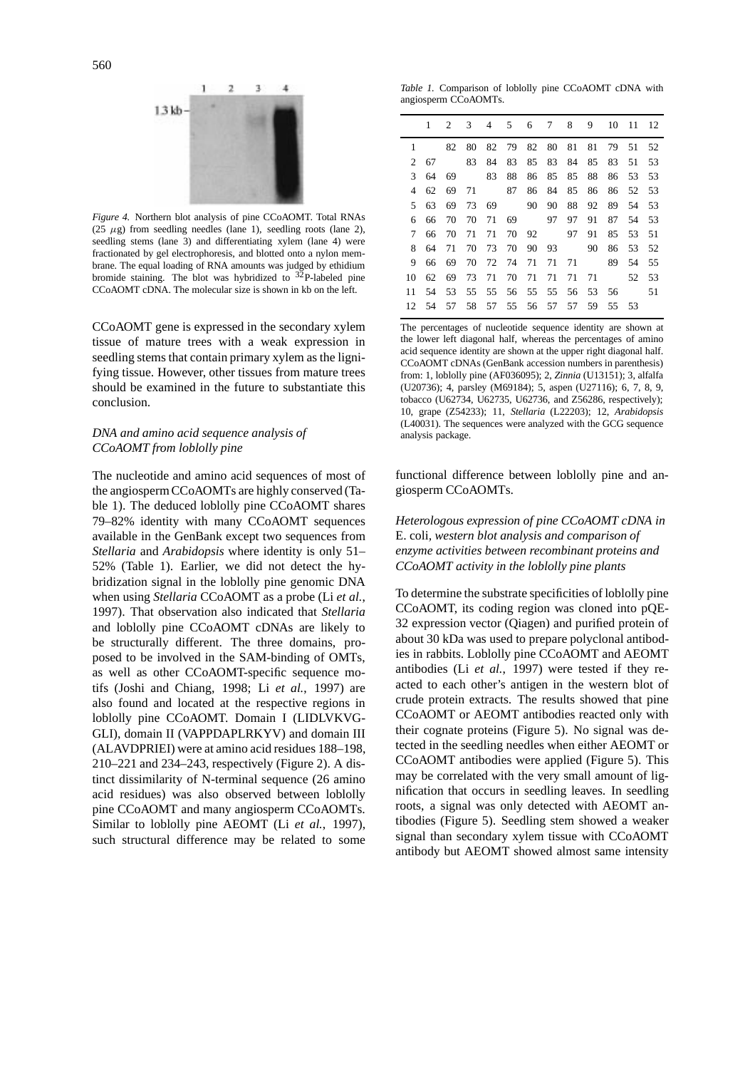*Figure 4.* Northern blot analysis of pine CCoAOMT. Total RNAs (25 $\mu$g) from seedling needles (lane 1), seedling roots (lane 2), seedling stems (lane 3) and differentiating xylem (lane 4) were fractionated by gel electrophoresis, and blotted onto a nylon membrane. The equal loading of RNA amounts was judged by ethidium bromide staining. The blot was hybridized to $^{32}$P-labeled pine CCoAOMT cDNA. The molecular size is shown in kb on the left.

CCoAOMT gene is expressed in the secondary xylem tissue of mature trees with a weak expression in seedling stems that contain primary xylem as the lignifying tissue. However, other tissues from mature trees should be examined in the future to substantiate this conclusion.

### *DNA and amino acid sequence analysis of CCoAOMT from loblolly pine*

The nucleotide and amino acid sequences of most of the angiosperm CCoAOMTs are highly conserved (Table 1). The deduced loblolly pine CCoAOMT shares 79–82% identity with many CCoAOMT sequences available in the GenBank except two sequences from *Stellaria* and *Arabidopsis* where identity is only 51–52% (Table 1). Earlier, we did not detect the hybridization signal in the loblolly pine genomic DNA when using *Stellaria* CCoAOMT as a probe (Li *et al.*, 1997). That observation also indicated that *Stellaria* and loblolly pine CCoAOMT cDNAs are likely to be structurally different. The three domains, proposed to be involved in the SAM-binding of OMTs, as well as other CCoAOMT-specific sequence motifs (Joshi and Chiang, 1998; Li *et al.*, 1997) are also found and located at the respective regions in loblolly pine CCoAOMT. Domain I (LIDLVKVGGLI), domain II (VAPPDAPLRKYV) and domain III (ALAVDPRIEI) were at amino acid residues 188–198, 210–221 and 234–243, respectively (Figure 2). A distinct dissimilarity of N-terminal sequence (26 amino acid residues) was also observed between loblolly pine CCoAOMT and many angiosperm CCoAOMTs. Similar to loblolly pine AEOMT (Li *et al.*, 1997), such structural difference may be related to some functional difference between loblolly pine and angiosperm CCoAOMTs.

*Table 1.* Comparison of loblolly pine CCoAOMT cDNA with angiosperm CCoAOMTs.

| | 1 | 2 | 3 | 4 | 5 | 6 | 7 | 8 | 9 | 10 | 11 | 12 |
|---|---|---|---|---|---|---|---|---|---|---|---|---|
| 1 | | 82 | 80 | 82 | 79 | 82 | 80 | 81 | 81 | 79 | 51 | 52 |
| 2 | 67 | | 83 | 84 | 83 | 85 | 83 | 84 | 85 | 83 | 51 | 53 |
| 3 | 64 | 69 | | 83 | 88 | 86 | 85 | 85 | 88 | 86 | 53 | 53 |
| 4 | 62 | 69 | 71 | | 87 | 86 | 84 | 85 | 86 | 86 | 52 | 53 |
| 5 | 63 | 69 | 73 | 69 | | 90 | 90 | 88 | 92 | 89 | 54 | 53 |
| 6 | 66 | 70 | 70 | 71 | 69 | | 97 | 97 | 91 | 87 | 54 | 53 |
| 7 | 66 | 70 | 71 | 71 | 70 | 92 | | 97 | 91 | 85 | 53 | 51 |
| 8 | 64 | 71 | 70 | 73 | 70 | 90 | 93 | | 90 | 86 | 53 | 52 |
| 9 | 66 | 69 | 70 | 72 | 74 | 71 | 71 | 71 | | 89 | 54 | 55 |
| 10 | 62 | 69 | 73 | 71 | 70 | 71 | 71 | 71 | 71 | | 52 | 53 |
| 11 | 54 | 53 | 55 | 55 | 56 | 55 | 55 | 56 | 53 | 56 | | 51 |
| 12 | 54 | 57 | 58 | 57 | 55 | 56 | 57 | 57 | 59 | 55 | 53 | |

The percentages of nucleotide sequence identity are shown at the lower left diagonal half, whereas the percentages of amino acid sequence identity are shown at the upper right diagonal half. CCoAOMT cDNAs (GenBank accession numbers in parenthesis) from: 1, loblolly pine (AF036095); 2, *Zinnia* (U13151); 3, alfalfa (U20736); 4, parsley (M69184); 5, aspen (U27116); 6, 7, 8, 9, tobacco (U62734, U62735, U62736, and Z56286, respectively); 10, grape (Z54233); 11, *Stellaria* (L22203); 12, *Arabidopsis* (L40031). The sequences were analyzed with the GCG sequence analysis package.

### *Heterologous expression of pine CCoAOMT cDNA in* E. coli*, western blot analysis and comparison of enzyme activities between recombinant proteins and CCoAOMT activity in the loblolly pine plants*

To determine the substrate specificities of loblolly pine CCoAOMT, its coding region was cloned into pQE-32 expression vector (Qiagen) and purified protein of about 30 kDa was used to prepare polyclonal antibodies in rabbits. Loblolly pine CCoAOMT and AEOMT antibodies (Li *et al.*, 1997) were tested if they reacted to each other's antigen in the western blot of crude protein extracts. The results showed that pine CCoAOMT or AEOMT antibodies reacted only with their cognate proteins (Figure 5). No signal was detected in the seedling needles when either AEOMT or CCoAOMT antibodies were applied (Figure 5). This may be correlated with the very small amount of lignification that occurs in seedling leaves. In seedling roots, a signal was only detected with AEOMT antibodies (Figure 5). Seedling stem showed a weaker signal than secondary xylem tissue with CCoAOMT antibody but AEOMT showed almost same intensity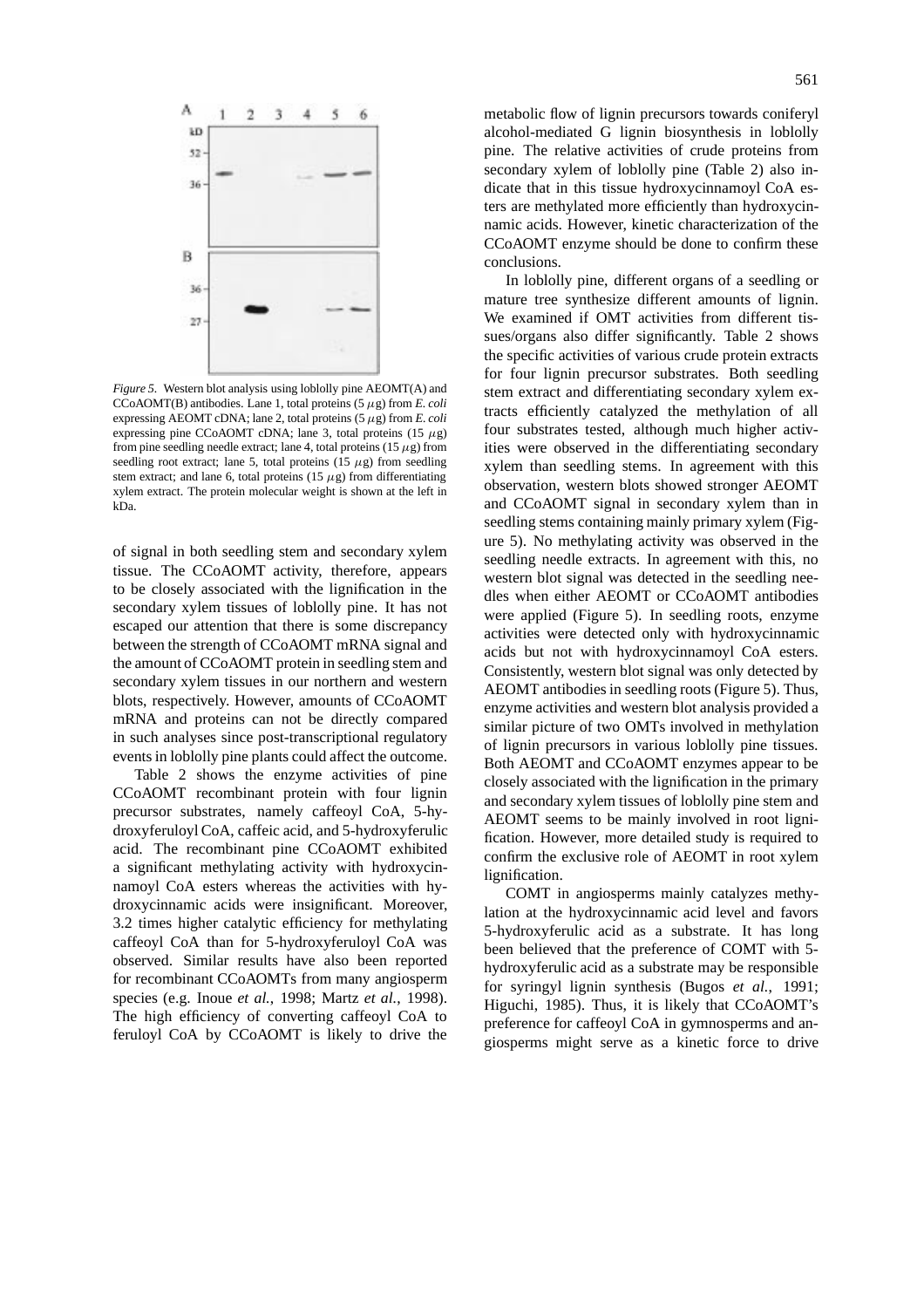*Figure 5.* Western blot analysis using loblolly pine AEOMT(A) and CCoAOMT(B) antibodies. Lane 1, total proteins (5 $\mu$g) from *E. coli* expressing AEOMT cDNA; lane 2, total proteins (5 $\mu$g) from *E. coli* expressing pine CCoAOMT cDNA; lane 3, total proteins (15 $\mu$g) from pine seedling needle extract; lane 4, total proteins (15 $\mu$g) from seedling root extract; lane 5, total proteins (15 $\mu$g) from seedling stem extract; and lane 6, total proteins (15 $\mu$g) from differentiating xylem extract. The protein molecular weight is shown at the left in kDa.

of signal in both seedling stem and secondary xylem tissue. The CCoAOMT activity, therefore, appears to be closely associated with the lignification in the secondary xylem tissues of loblolly pine. It has not escaped our attention that there is some discrepancy between the strength of CCoAOMT mRNA signal and the amount of CCoAOMT protein in seedling stem and secondary xylem tissues in our northern and western blots, respectively. However, amounts of CCoAOMT mRNA and proteins can not be directly compared in such analyses since post-transcriptional regulatory events in loblolly pine plants could affect the outcome.

Table 2 shows the enzyme activities of pine CCoAOMT recombinant protein with four lignin precursor substrates, namely caffeoyl CoA, 5-hydroxyferuloyl CoA, caffeic acid, and 5-hydroxyferulic acid. The recombinant pine CCoAOMT exhibited a significant methylating activity with hydroxycinnamoyl CoA esters whereas the activities with hydroxycinnamic acids were insignificant. Moreover, 3.2 times higher catalytic efficiency for methylating caffeoyl CoA than for 5-hydroxyferuloyl CoA was observed. Similar results have also been reported for recombinant CCoAOMTs from many angiosperm species (e.g. Inoue *et al.*, 1998; Martz *et al.*, 1998). The high efficiency of converting caffeoyl CoA to feruloyl CoA by CCoAOMT is likely to drive the metabolic flow of lignin precursors towards coniferyl alcohol-mediated G lignin biosynthesis in loblolly pine. The relative activities of crude proteins from secondary xylem of loblolly pine (Table 2) also indicate that in this tissue hydroxycinnamoyl CoA esters are methylated more efficiently than hydroxycinnamic acids. However, kinetic characterization of the CCoAOMT enzyme should be done to confirm these conclusions.

In loblolly pine, different organs of a seedling or mature tree synthesize different amounts of lignin. We examined if OMT activities from different tissues/organs also differ significantly. Table 2 shows the specific activities of various crude protein extracts for four lignin precursor substrates. Both seedling stem extract and differentiating secondary xylem extracts efficiently catalyzed the methylation of all four substrates tested, although much higher activities were observed in the differentiating secondary xylem than seedling stems. In agreement with this observation, western blots showed stronger AEOMT and CCoAOMT signal in secondary xylem than in seedling stems containing mainly primary xylem (Figure 5). No methylating activity was observed in the seedling needle extracts. In agreement with this, no western blot signal was detected in the seedling needles when either AEOMT or CCoAOMT antibodies were applied (Figure 5). In seedling roots, enzyme activities were detected only with hydroxycinnamic acids but not with hydroxycinnamoyl CoA esters. Consistently, western blot signal was only detected by AEOMT antibodies in seedling roots (Figure 5). Thus, enzyme activities and western blot analysis provided a similar picture of two OMTs involved in methylation of lignin precursors in various loblolly pine tissues. Both AEOMT and CCoAOMT enzymes appear to be closely associated with the lignification in the primary and secondary xylem tissues of loblolly pine stem and AEOMT seems to be mainly involved in root lignification. However, more detailed study is required to confirm the exclusive role of AEOMT in root xylem lignification.

COMT in angiosperms mainly catalyzes methylation at the hydroxycinnamic acid level and favors 5-hydroxyferulic acid as a substrate. It has long been believed that the preference of COMT with 5-hydroxyferulic acid as a substrate may be responsible for syringyl lignin synthesis (Bugos *et al.*, 1991; Higuchi, 1985). Thus, it is likely that CCoAOMT's preference for caffeoyl CoA in gymnosperms and angiosperms might serve as a kinetic force to drive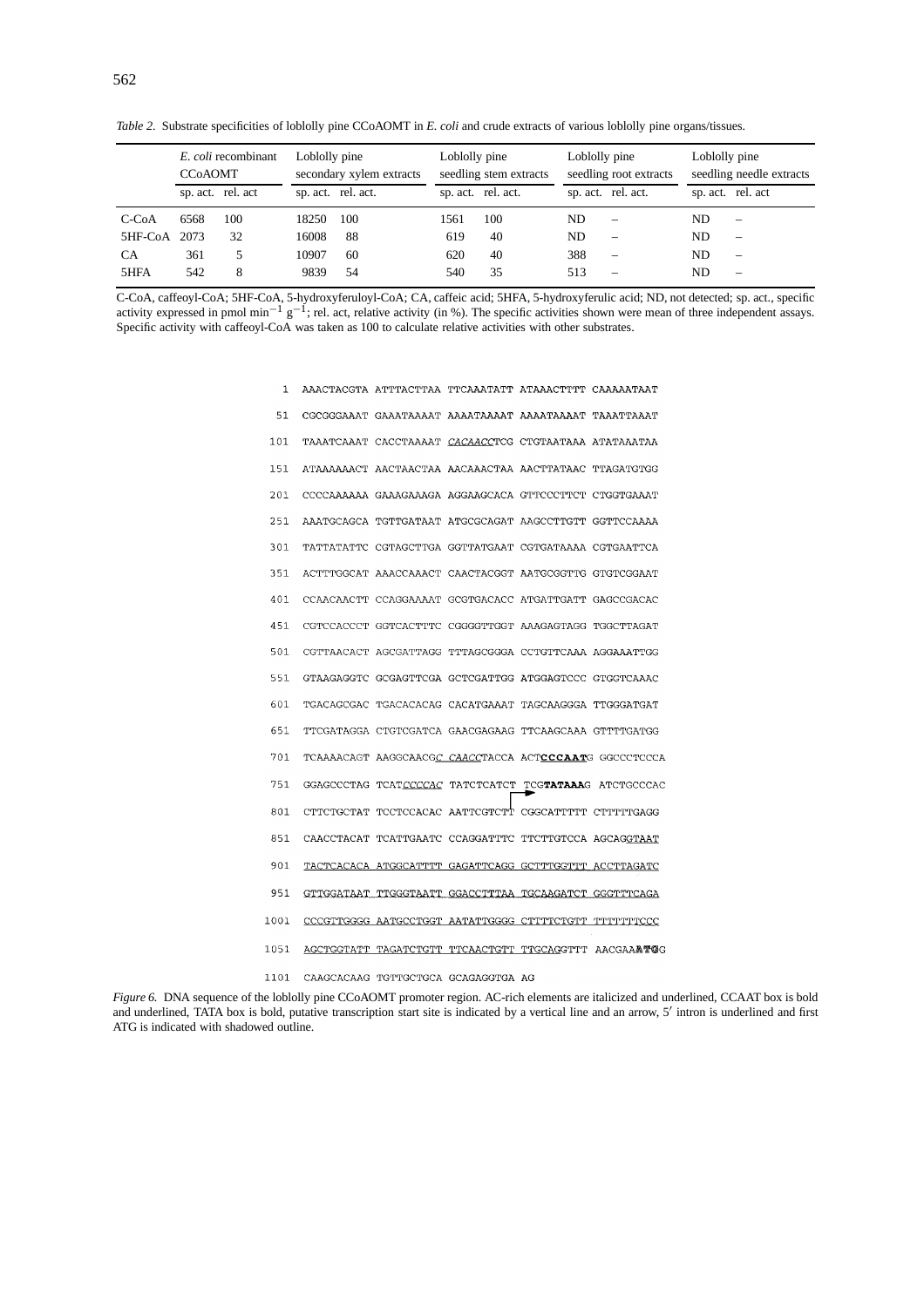*Table 2.* Substrate specificities of loblolly pine CCoAOMT in *E. coli* and crude extracts of various loblolly pine organs/tissues.

| | *E. coli* recombinant CCoAOMT | | Loblolly pine secondary xylem extracts | | Loblolly pine seedling stem extracts | | Loblolly pine seedling root extracts | | Loblolly pine seedling needle extracts | |
|---|---|---|---|---|---|---|---|---|---|---|
| | sp. act. | rel. act | sp. act. | rel. act. | sp. act. | rel. act. | sp. act. | rel. act. | sp. act. | rel. act |
| C-CoA | 6568 | 100 | 18250 | 100 | 1561 | 100 | ND | – | ND | – |
| 5HF-CoA | 2073 | 32 | 16008 | 88 | 619 | 40 | ND | – | ND | – |
| CA | 361 | 5 | 10907 | 60 | 620 | 40 | 388 | – | ND | – |
| 5HFA | 542 | 8 | 9839 | 54 | 540 | 35 | 513 | – | ND | – |

C-CoA, caffeoyl-CoA; 5HF-CoA, 5-hydroxyferuloyl-CoA; CA, caffeic acid; 5HFA, 5-hydroxyferulic acid; ND, not detected; sp. act., specific activity expressed in pmol $min^{-1}$ $g^{-1}$; rel. act, relative activity (in %). The specific activities shown were mean of three independent assays. Specific activity with caffeoyl-CoA was taken as 100 to calculate relative activities with other substrates.

```
   1  AAACTACGTA ATTTACTTAA TTCAAATATT ATAAACTTTT CAAAAATAAT
  51  CGCGGGAAAT GAAATAAAAT AAAATAAAAT AAAATAAAAT TAAATTAAAT
 101  TAAATCAAAT CACCTAAAAT CACAACCTCG CTGTAATAAA ATATAAATAA
 151  ATAAAAAACT AACTAACTAA AACAAACTAA AACTTATAAC TTAGATGTGG
 201  CCCCAAAAAA GAAAGAAAGA AGGAAGCACA GTTCCCTTCT CTGGTGAAAT
 251  AAATGCAGCA TGTTGATAAT ATGCGCAGAT AAGCCTTGTT GGTTCCAAAA
 301  TATTATATTC CGTAGCTTGA GGTTATGAAT CGTGATAAAA CGTGAATTCA
 351  ACTTTGGCAT AAACCAAACT CAACTACGGT AATGCGGTTG GTGTCGGAAT
 401  CCAACAACTT CCAGGAAAAT GCGTGACACC ATGATTGATT GAGCCGACAC
 451  CGTCCACCCT GGTCACTTTC CGGGGTTGGT AAAGAGTAGG TGGCTTAGAT
 501  CGTTAACACT AGCGATTAGG TTTAGCGGGA CCTGTTCAAA AGGAAATTGG
 551  GTAAGAGGTC GCGAGTTCGA GCTCGATTGG ATGGAGTCCC GTGGTCAAAC
 601  TGACAGCGAC TGACACACAG CACATGAAAT TAGCAAGGGA TTGGGATGAT
 651  TTCGATAGGA CTGTCGATCA GAACGAGAAG TTCAAGCAAA GTTTTGATGG
 701  TCAAAACAGT AAGGCAACGC CAACCTACCA ACTCCCAATG GGCCCTCCCA
 751  GGAGCCCTAG TCATCCCCAC TATCTCATCT TCGTATAAAG ATCTGCCCAC
 801  CTTCTGCTAT TCCTCCACAC AATTCGTCTT CGGCATTTTT CTTTTTGAGG
 851  CAACCTACAT TCATTGAATC CCAGGATTTC TTCTTGTCCA AGCAGGTAAT
 901  TACTCACACA ATGGCATTTT GAGATTCAGG GCTTTGGTTT ACCTTAGATC
 951  GTTGGATAAT TTGGGTAATT GGACCTTTAA TGCAAGATCT GGGTTTCAGA
1001  CCCGTTGGGG AATGCCTGGT AATATTGGGG CTTTTCTGTT TTTTTTTCCC
1051  AGCTGGTATT TAGATCTGTT TTCAACTGTT TTGCAGGTTT AACGAAATGG
1101  CAAGCACAAG TGTTGCTGCA GCAGAGGTGA AG
```

*Figure 6.* DNA sequence of the loblolly pine CCoAOMT promoter region. AC-rich elements are italicized and underlined, CCAAT box is bold and underlined, TATA box is bold, putative transcription start site is indicated by a vertical line and an arrow, 5′ intron is underlined and first ATG is indicated with shadowed outline.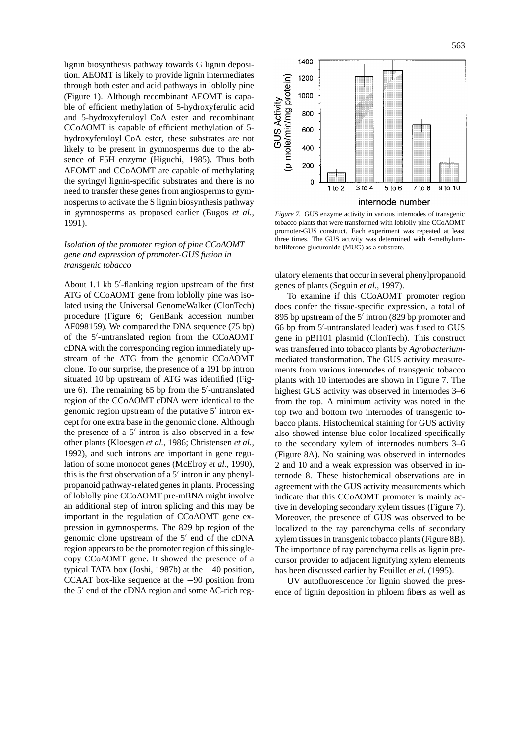lignin biosynthesis pathway towards G lignin deposition. AEOMT is likely to provide lignin intermediates through both ester and acid pathways in loblolly pine (Figure 1). Although recombinant AEOMT is capable of efficient methylation of 5-hydroxyferulic acid and 5-hydroxyferuloyl CoA ester and recombinant CCoAOMT is capable of efficient methylation of 5-hydroxyferuloyl CoA ester, these substrates are not likely to be present in gymnosperms due to the absence of F5H enzyme (Higuchi, 1985). Thus both AEOMT and CCoAOMT are capable of methylating the syringyl lignin-specific substrates and there is no need to transfer these genes from angiosperms to gymnosperms to activate the S lignin biosynthesis pathway in gymnosperms as proposed earlier (Bugos *et al.*, 1991).

### *Isolation of the promoter region of pine CCoAOMT gene and expression of promoter-GUS fusion in transgenic tobacco*

About 1.1 kb 5′-flanking region upstream of the first ATG of CCoAOMT gene from loblolly pine was isolated using the Universal GenomeWalker (ClonTech) procedure (Figure 6; GenBank accession number AF098159). We compared the DNA sequence (75 bp) of the 5′-untranslated region from the CCoAOMT cDNA with the corresponding region immediately upstream of the ATG from the genomic CCoAOMT clone. To our surprise, the presence of a 191 bp intron situated 10 bp upstream of ATG was identified (Figure 6). The remaining 65 bp from the 5′-untranslated region of the CCoAOMT cDNA were identical to the genomic region upstream of the putative 5′ intron except for one extra base in the genomic clone. Although the presence of a 5′ intron is also observed in a few other plants (Kloesgen *et al.*, 1986; Christensen *et al.*, 1992), and such introns are important in gene regulation of some monocot genes (McElroy *et al.*, 1990), this is the first observation of a 5′ intron in any phenylpropanoid pathway-related genes in plants. Processing of loblolly pine CCoAOMT pre-mRNA might involve an additional step of intron splicing and this may be important in the regulation of CCoAOMT gene expression in gymnosperms. The 829 bp region of the genomic clone upstream of the 5′ end of the cDNA region appears to be the promoter region of this single-copy CCoAOMT gene. It showed the presence of a typical TATA box (Joshi, 1987b) at the −40 position, CCAAT box-like sequence at the −90 position from the 5′ end of the cDNA region and some AC-rich regulatory elements that occur in several phenylpropanoid genes of plants (Seguin *et al.*, 1997).

*Figure 7.* GUS enzyme activity in various internodes of transgenic tobacco plants that were transformed with loblolly pine CCoAOMT promoter-GUS construct. Each experiment was repeated at least three times. The GUS activity was determined with 4-methylumbelliferone glucuronide (MUG) as a substrate.

To examine if this CCoAOMT promoter region does confer the tissue-specific expression, a total of 895 bp upstream of the 5′ intron (829 bp promoter and 66 bp from 5′-untranslated leader) was fused to GUS gene in pBI101 plasmid (ClonTech). This construct was transferred into tobacco plants by *Agrobacterium*-mediated transformation. The GUS activity measurements from various internodes of transgenic tobacco plants with 10 internodes are shown in Figure 7. The highest GUS activity was observed in internodes 3–6 from the top. A minimum activity was noted in the top two and bottom two internodes of transgenic tobacco plants. Histochemical staining for GUS activity also showed intense blue color localized specifically to the secondary xylem of internodes numbers 3–6 (Figure 8A). No staining was observed in internodes 2 and 10 and a weak expression was observed in internode 8. These histochemical observations are in agreement with the GUS activity measurements which indicate that this CCoAOMT promoter is mainly active in developing secondary xylem tissues (Figure 7). Moreover, the presence of GUS was observed to be localized to the ray parenchyma cells of secondary xylem tissues in transgenic tobacco plants (Figure 8B). The importance of ray parenchyma cells as lignin precursor provider to adjacent lignifying xylem elements has been discussed earlier by Feuillet *et al.* (1995).

UV autofluorescence for lignin showed the presence of lignin deposition in phloem fibers as well as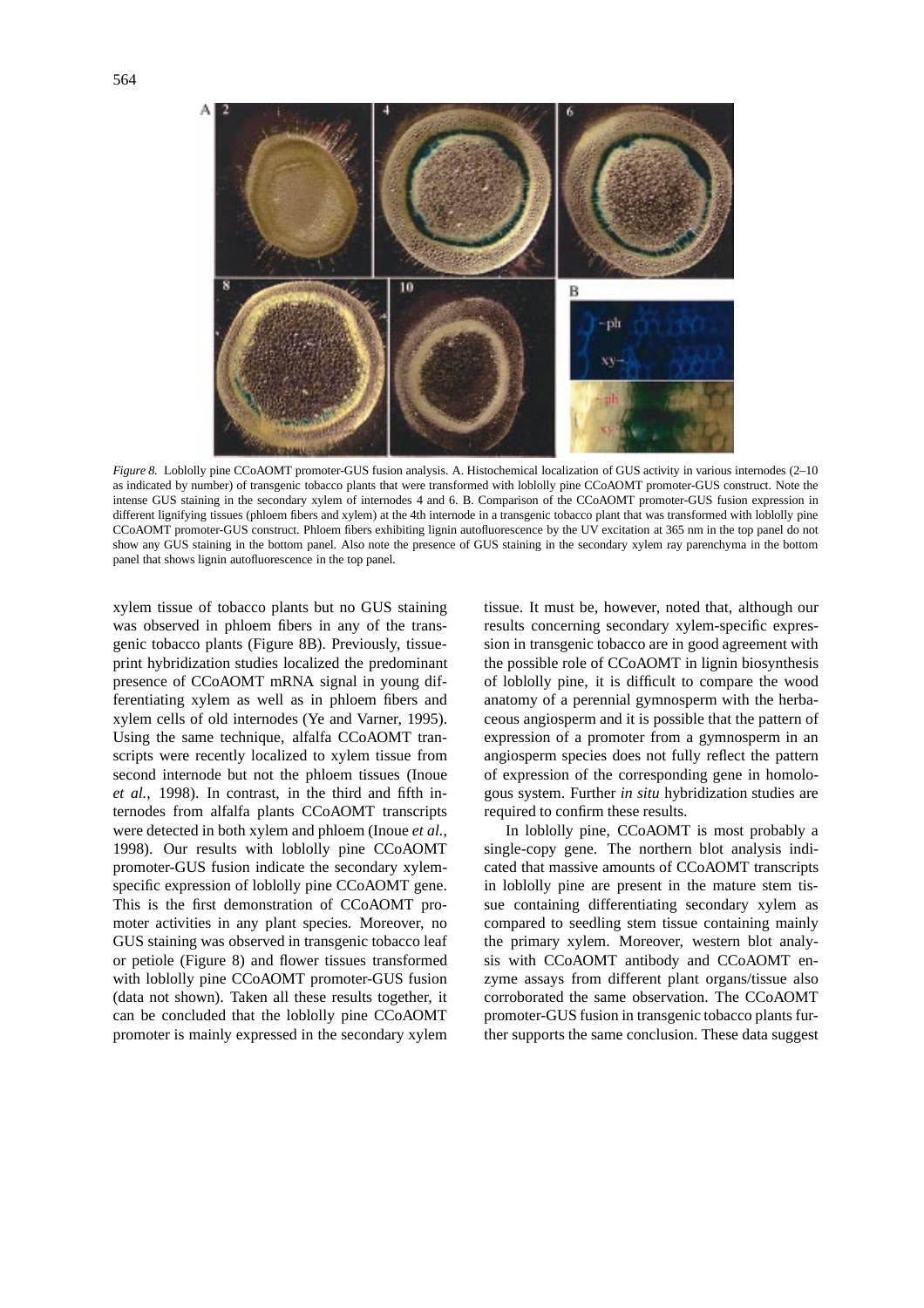*Figure 8.* Loblolly pine CCoAOMT promoter-GUS fusion analysis. A. Histochemical localization of GUS activity in various internodes (2–10 as indicated by number) of transgenic tobacco plants that were transformed with loblolly pine CCoAOMT promoter-GUS construct. Note the intense GUS staining in the secondary xylem of internodes 4 and 6. B. Comparison of the CCoAOMT promoter-GUS fusion expression in different lignifying tissues (phloem fibers and xylem) at the 4th internode in a transgenic tobacco plant that was transformed with loblolly pine CCoAOMT promoter-GUS construct. Phloem fibers exhibiting lignin autofluorescence by the UV excitation at 365 nm in the top panel do not show any GUS staining in the bottom panel. Also note the presence of GUS staining in the secondary xylem ray parenchyma in the bottom panel that shows lignin autofluorescence in the top panel.

xylem tissue of tobacco plants but no GUS staining was observed in phloem fibers in any of the transgenic tobacco plants (Figure 8B). Previously, tissue-print hybridization studies localized the predominant presence of CCoAOMT mRNA signal in young differentiating xylem as well as in phloem fibers and xylem cells of old internodes (Ye and Varner, 1995). Using the same technique, alfalfa CCoAOMT transcripts were recently localized to xylem tissue from second internode but not the phloem tissues (Inoue *et al.*, 1998). In contrast, in the third and fifth internodes from alfalfa plants CCoAOMT transcripts were detected in both xylem and phloem (Inoue *et al.*, 1998). Our results with loblolly pine CCoAOMT promoter-GUS fusion indicate the secondary xylem-specific expression of loblolly pine CCoAOMT gene. This is the first demonstration of CCoAOMT promoter activities in any plant species. Moreover, no GUS staining was observed in transgenic tobacco leaf or petiole (Figure 8) and flower tissues transformed with loblolly pine CCoAOMT promoter-GUS fusion (data not shown). Taken all these results together, it can be concluded that the loblolly pine CCoAOMT promoter is mainly expressed in the secondary xylem tissue. It must be, however, noted that, although our results concerning secondary xylem-specific expression in transgenic tobacco are in good agreement with the possible role of CCoAOMT in lignin biosynthesis of loblolly pine, it is difficult to compare the wood anatomy of a perennial gymnosperm with the herbaceous angiosperm and it is possible that the pattern of expression of a promoter from a gymnosperm in an angiosperm species does not fully reflect the pattern of expression of the corresponding gene in homologous system. Further *in situ* hybridization studies are required to confirm these results.

In loblolly pine, CCoAOMT is most probably a single-copy gene. The northern blot analysis indicated that massive amounts of CCoAOMT transcripts in loblolly pine are present in the mature stem tissue containing differentiating secondary xylem as compared to seedling stem tissue containing mainly the primary xylem. Moreover, western blot analysis with CCoAOMT antibody and CCoAOMT enzyme assays from different plant organs/tissue also corroborated the same observation. The CCoAOMT promoter-GUS fusion in transgenic tobacco plants further supports the same conclusion. These data suggest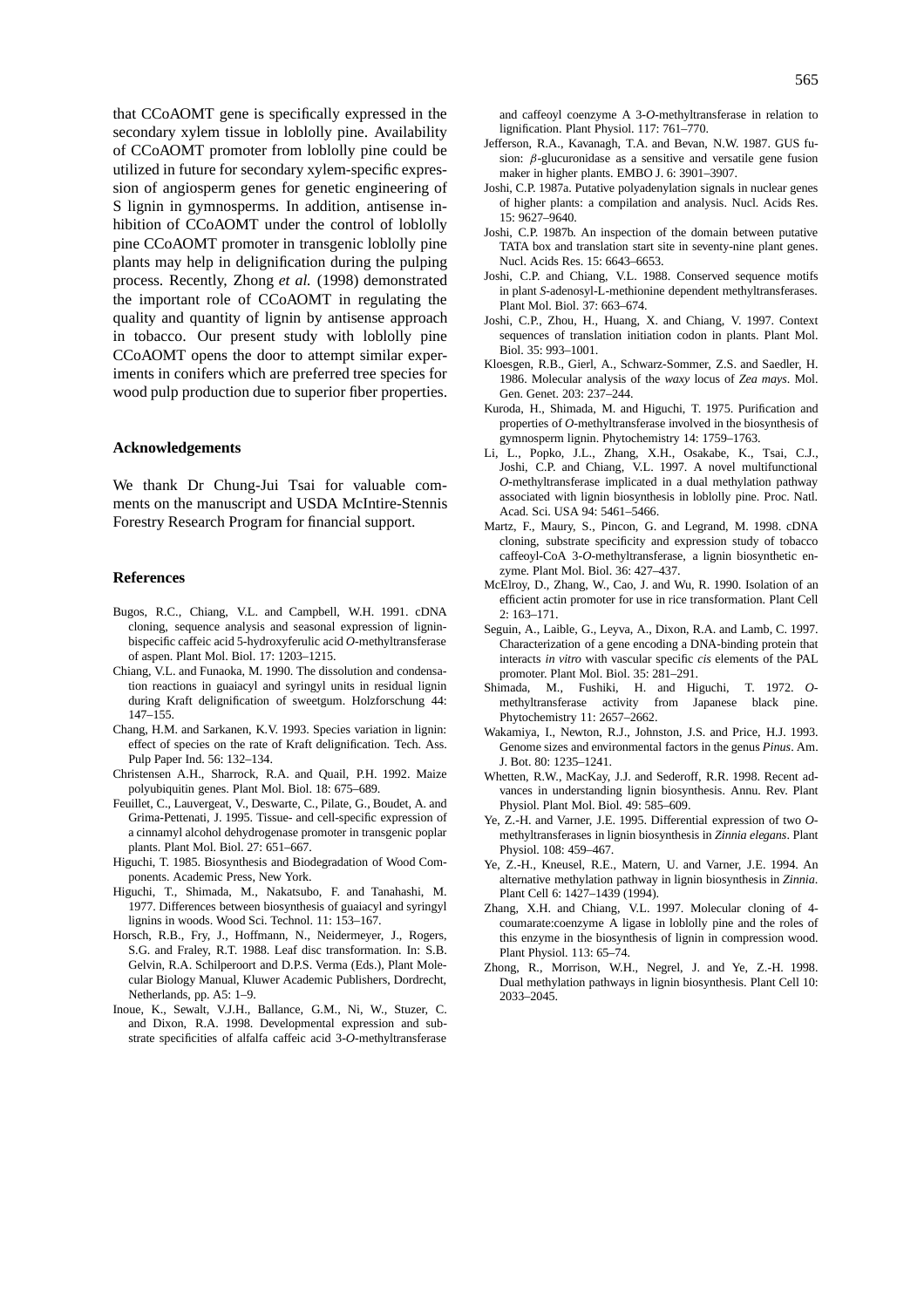that CCoAOMT gene is specifically expressed in the secondary xylem tissue in loblolly pine. Availability of CCoAOMT promoter from loblolly pine could be utilized in future for secondary xylem-specific expression of angiosperm genes for genetic engineering of S lignin in gymnosperms. In addition, antisense inhibition of CCoAOMT under the control of loblolly pine CCoAOMT promoter in transgenic loblolly pine plants may help in delignification during the pulping process. Recently, Zhong *et al.* (1998) demonstrated the important role of CCoAOMT in regulating the quality and quantity of lignin by antisense approach in tobacco. Our present study with loblolly pine CCoAOMT opens the door to attempt similar experiments in conifers which are preferred tree species for wood pulp production due to superior fiber properties.

## Acknowledgements

We thank Dr Chung-Jui Tsai for valuable comments on the manuscript and USDA McIntire-Stennis Forestry Research Program for financial support.

## References

Bugos, R.C., Chiang, V.L. and Campbell, W.H. 1991. cDNA cloning, sequence analysis and seasonal expression of lignin-bispecific caffeic acid 5-hydroxyferulic acid *O*-methyltransferase of aspen. Plant Mol. Biol. 17: 1203–1215.

Chiang, V.L. and Funaoka, M. 1990. The dissolution and condensation reactions in guaiacyl and syringyl units in residual lignin during Kraft delignification of sweetgum. Holzforschung 44: 147–155.

Chang, H.M. and Sarkanen, K.V. 1993. Species variation in lignin: effect of species on the rate of Kraft delignification. Tech. Ass. Pulp Paper Ind. 56: 132–134.

Christensen A.H., Sharrock, R.A. and Quail, P.H. 1992. Maize polyubiquitin genes. Plant Mol. Biol. 18: 675–689.

Feuillet, C., Lauvergeat, V., Deswarte, C., Pilate, G., Boudet, A. and Grima-Pettenati, J. 1995. Tissue- and cell-specific expression of a cinnamyl alcohol dehydrogenase promoter in transgenic poplar plants. Plant Mol. Biol. 27: 651–667.

Higuchi, T. 1985. Biosynthesis and Biodegradation of Wood Components. Academic Press, New York.

Higuchi, T., Shimada, M., Nakatsubo, F. and Tanahashi, M. 1977. Differences between biosynthesis of guaiacyl and syringyl lignins in woods. Wood Sci. Technol. 11: 153–167.

Horsch, R.B., Fry, J., Hoffmann, N., Neidermeyer, J., Rogers, S.G. and Fraley, R.T. 1988. Leaf disc transformation. In: S.B. Gelvin, R.A. Schilperoort and D.P.S. Verma (Eds.), Plant Molecular Biology Manual, Kluwer Academic Publishers, Dordrecht, Netherlands, pp. A5: 1–9.

Inoue, K., Sewalt, V.J.H., Ballance, G.M., Ni, W., Stuzer, C. and Dixon, R.A. 1998. Developmental expression and substrate specificities of alfalfa caffeic acid 3-*O*-methyltransferase and caffeoyl coenzyme A 3-*O*-methyltransferase in relation to lignification. Plant Physiol. 117: 761–770.

Jefferson, R.A., Kavanagh, T.A. and Bevan, N.W. 1987. GUS fusion: $\beta$-glucuronidase as a sensitive and versatile gene fusion maker in higher plants. EMBO J. 6: 3901–3907.

Joshi, C.P. 1987a. Putative polyadenylation signals in nuclear genes of higher plants: a compilation and analysis. Nucl. Acids Res. 15: 9627–9640.

Joshi, C.P. 1987b. An inspection of the domain between putative TATA box and translation start site in seventy-nine plant genes. Nucl. Acids Res. 15: 6643–6653.

Joshi, C.P. and Chiang, V.L. 1988. Conserved sequence motifs in plant *S*-adenosyl-L-methionine dependent methyltransferases. Plant Mol. Biol. 37: 663–674.

Joshi, C.P., Zhou, H., Huang, X. and Chiang, V. 1997. Context sequences of translation initiation codon in plants. Plant Mol. Biol. 35: 993–1001.

Kloesgen, R.B., Gierl, A., Schwarz-Sommer, Z.S. and Saedler, H. 1986. Molecular analysis of the *waxy* locus of *Zea mays*. Mol. Gen. Genet. 203: 237–244.

Kuroda, H., Shimada, M. and Higuchi, T. 1975. Purification and properties of *O*-methyltransferase involved in the biosynthesis of gymnosperm lignin. Phytochemistry 14: 1759–1763.

Li, L., Popko, J.L., Zhang, X.H., Osakabe, K., Tsai, C.J., Joshi, C.P. and Chiang, V.L. 1997. A novel multifunctional *O*-methyltransferase implicated in a dual methylation pathway associated with lignin biosynthesis in loblolly pine. Proc. Natl. Acad. Sci. USA 94: 5461–5466.

Martz, F., Maury, S., Pincon, G. and Legrand, M. 1998. cDNA cloning, substrate specificity and expression study of tobacco caffeoyl-CoA 3-*O*-methyltransferase, a lignin biosynthetic enzyme. Plant Mol. Biol. 36: 427–437.

McElroy, D., Zhang, W., Cao, J. and Wu, R. 1990. Isolation of an efficient actin promoter for use in rice transformation. Plant Cell 2: 163–171.

Seguin, A., Laible, G., Leyva, A., Dixon, R.A. and Lamb, C. 1997. Characterization of a gene encoding a DNA-binding protein that interacts *in vitro* with vascular specific *cis* elements of the PAL promoter. Plant Mol. Biol. 35: 281–291.

Shimada, M., Fushiki, H. and Higuchi, T. 1972. *O*-methyltransferase activity from Japanese black pine. Phytochemistry 11: 2657–2662.

Wakamiya, I., Newton, R.J., Johnston, J.S. and Price, H.J. 1993. Genome sizes and environmental factors in the genus *Pinus*. Am. J. Bot. 80: 1235–1241.

Whetten, R.W., MacKay, J.J. and Sederoff, R.R. 1998. Recent advances in understanding lignin biosynthesis. Annu. Rev. Plant Physiol. Plant Mol. Biol. 49: 585–609.

Ye, Z.-H. and Varner, J.E. 1995. Differential expression of two *O*-methyltransferases in lignin biosynthesis in *Zinnia elegans*. Plant Physiol. 108: 459–467.

Ye, Z.-H., Kneusel, R.E., Matern, U. and Varner, J.E. 1994. An alternative methylation pathway in lignin biosynthesis in *Zinnia*. Plant Cell 6: 1427–1439 (1994).

Zhang, X.H. and Chiang, V.L. 1997. Molecular cloning of 4-coumarate:coenzyme A ligase in loblolly pine and the roles of this enzyme in the biosynthesis of lignin in compression wood. Plant Physiol. 113: 65–74.

Zhong, R., Morrison, W.H., Negrel, J. and Ye, Z.-H. 1998. Dual methylation pathways in lignin biosynthesis. Plant Cell 10: 2033–2045.